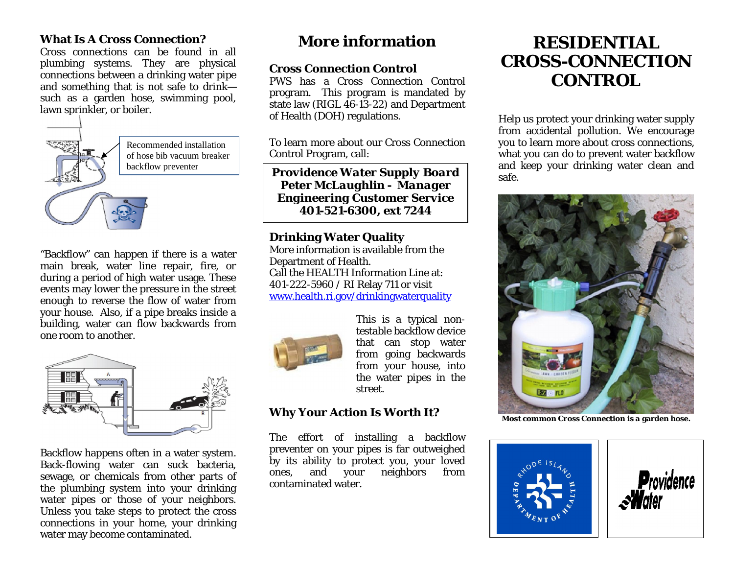# RESIDENTIAL CROSS-CONNECTION CONTROL

Help us protect your drinking water supply from accidental pollution. We encourage you to learn more about cross connections, what you can do to prevent water backflow and keep your drinking water clean and safe.

**Most common Cross Connection is a garden hose.**

## What Is A Cross Connection?

Cross connections can be found in all plumbing systems. They are physical connections between a drinking water pipe and something that is not safe to drink—such as a garden hose, swimming pool, lawn sprinkler, or boiler.

Recommended installation of hose bib vacuum breaker backflow preventer

"Backflow" can happen if there is a water main break, water line repair, fire, or during a period of high water usage. These events may lower the pressure in the street enough to reverse the flow of water from your house. Also, if a pipe breaks inside a building, water can flow backwards from one room to another.

Backflow happens often in a water system. Back-flowing water can suck bacteria, sewage, or chemicals from other parts of the plumbing system into your drinking water pipes or those of your neighbors. Unless you take steps to protect the cross connections in your home, your drinking water may become contaminated.

# More information

## Cross Connection Control

PWS has a Cross Connection Control program. This program is mandated by state law (RIGL 46-13-22) and Department of Health (DOH) regulations.

To learn more about our Cross Connection Control Program, call:

***Providence Water Supply Board***
***Peter McLaughlin - Manager***
**Engineering Customer Service**
**401-521-6300, ext 7244**

## Drinking Water Quality

More information is available from the Department of Health.
Call the HEALTH Information Line at:
401-222-5960 / RI Relay 711 or visit
www.health.ri.gov/drinkingwaterquality

This is a typical non-testable backflow device that can stop water from going backwards from your house, into the water pipes in the street.

## Why Your Action Is Worth It?

The effort of installing a backflow preventer on your pipes is far outweighed by its ability to protect you, your loved ones, and your neighbors from contaminated water.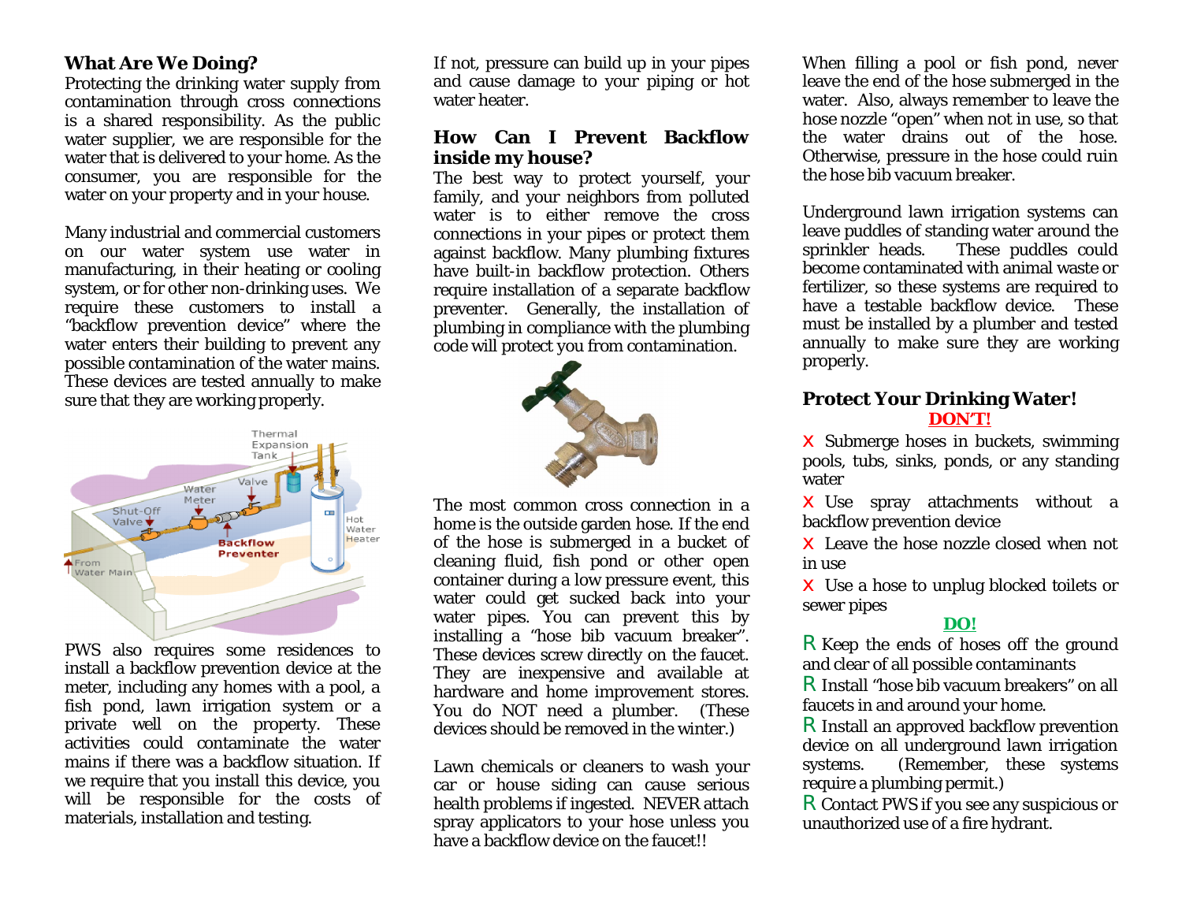## What Are We Doing?

Protecting the drinking water supply from contamination through cross connections is a shared responsibility. As the public water supplier, we are responsible for the water that is delivered to your home. As the consumer, you are responsible for the water on your property and in your house.

Many industrial and commercial customers on our water system use water in manufacturing, in their heating or cooling system, or for other non-drinking uses. We require these customers to install a "backflow prevention device" where the water enters their building to prevent any possible contamination of the water mains. These devices are tested annually to make sure that they are working properly.

Thermal Expansion Tank
Water Meter
Valve
Shut-Off Valve
Hot Water Heater
Backflow Preventer
From Water Main

PWS also requires some residences to install a backflow prevention device at the meter, including any homes with a pool, a fish pond, lawn irrigation system or a private well on the property. These activities could contaminate the water mains if there was a backflow situation. If we require that you install this device, you will be responsible for the costs of materials, installation and testing.

If not, pressure can build up in your pipes and cause damage to your piping or hot water heater.

## How Can I Prevent Backflow inside my house?

The best way to protect yourself, your family, and your neighbors from polluted water is to either remove the cross connections in your pipes or protect them against backflow. Many plumbing fixtures have built-in backflow protection. Others require installation of a separate backflow preventer. Generally, the installation of plumbing in compliance with the plumbing code will protect you from contamination.

The most common cross connection in a home is the outside garden hose. If the end of the hose is submerged in a bucket of cleaning fluid, fish pond or other open container during a low pressure event, this water could get sucked back into your water pipes. You can prevent this by installing a "hose bib vacuum breaker". These devices screw directly on the faucet. They are inexpensive and available at hardware and home improvement stores. You do NOT need a plumber. (These devices should be removed in the winter.)

Lawn chemicals or cleaners to wash your car or house siding can cause serious health problems if ingested. NEVER attach spray applicators to your hose unless you have a backflow device on the faucet!!

When filling a pool or fish pond, never leave the end of the hose submerged in the water. Also, always remember to leave the hose nozzle "open" when not in use, so that the water drains out of the hose. Otherwise, pressure in the hose could ruin the hose bib vacuum breaker.

Underground lawn irrigation systems can leave puddles of standing water around the sprinkler heads. These puddles could become contaminated with animal waste or fertilizer, so these systems are required to have a testable backflow device. These must be installed by a plumber and tested annually to make sure they are working properly.

## Protect Your Drinking Water!

**DON'T!**

- X Submerge hoses in buckets, swimming pools, tubs, sinks, ponds, or any standing water
- X Use spray attachments without a backflow prevention device
- X Leave the hose nozzle closed when not in use
- X Use a hose to unplug blocked toilets or sewer pipes

**DO!**

- R Keep the ends of hoses off the ground and clear of all possible contaminants
- R Install "hose bib vacuum breakers" on all faucets in and around your home.
- R Install an approved backflow prevention device on all underground lawn irrigation systems. (Remember, these systems require a plumbing permit.)
- R Contact PWS if you see any suspicious or unauthorized use of a fire hydrant.